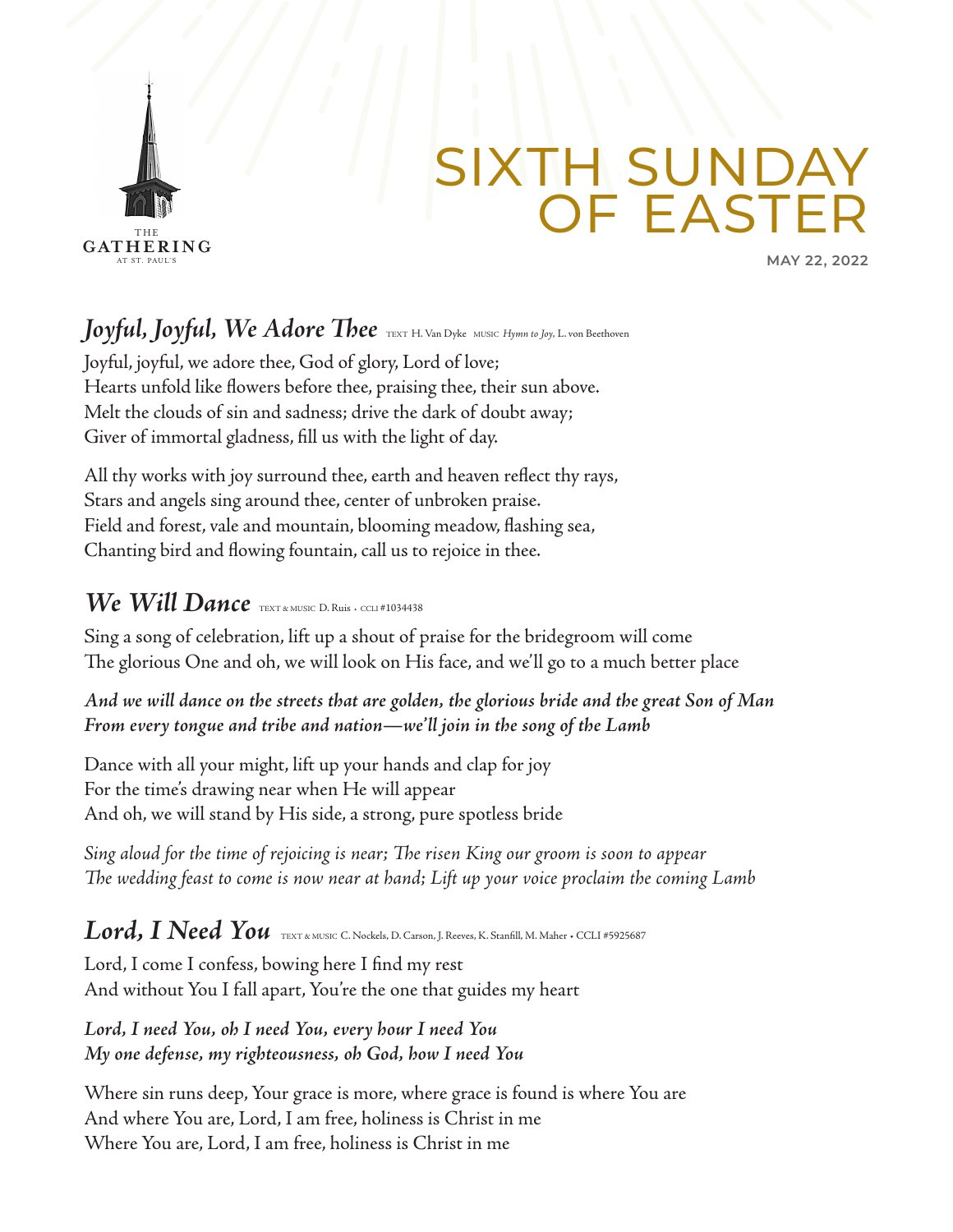THE GATHERING AT ST. PAUL'S

# SIXTH SUNDAY OF EASTER

**MAY 22, 2022**

## *Joyful, Joyful, We Adore Thee* 

TEXT H. Van Dyke MUSIC *Hymn to Joy*, L. von Beethoven

Joyful, joyful, we adore thee, God of glory, Lord of love;
Hearts unfold like flowers before thee, praising thee, their sun above.
Melt the clouds of sin and sadness; drive the dark of doubt away;
Giver of immortal gladness, fill us with the light of day.

All thy works with joy surround thee, earth and heaven reflect thy rays,
Stars and angels sing around thee, center of unbroken praise.
Field and forest, vale and mountain, blooming meadow, flashing sea,
Chanting bird and flowing fountain, call us to rejoice in thee.

## *We Will Dance*

TEXT & MUSIC D. Ruis • CCLI #1034438

Sing a song of celebration, lift up a shout of praise for the bridegroom will come
The glorious One and oh, we will look on His face, and we'll go to a much better place

***And we will dance on the streets that are golden, the glorious bride and the great Son of Man***
***From every tongue and tribe and nation—we'll join in the song of the Lamb***

Dance with all your might, lift up your hands and clap for joy
For the time's drawing near when He will appear
And oh, we will stand by His side, a strong, pure spotless bride

*Sing aloud for the time of rejoicing is near; The risen King our groom is soon to appear*
*The wedding feast to come is now near at hand; Lift up your voice proclaim the coming Lamb*

## *Lord, I Need You*

TEXT & MUSIC C. Nockels, D. Carson, J. Reeves, K. Stanfill, M. Maher • CCLI #5925687

Lord, I come I confess, bowing here I find my rest
And without You I fall apart, You're the one that guides my heart

***Lord, I need You, oh I need You, every hour I need You***
***My one defense, my righteousness, oh God, how I need You***

Where sin runs deep, Your grace is more, where grace is found is where You are
And where You are, Lord, I am free, holiness is Christ in me
Where You are, Lord, I am free, holiness is Christ in me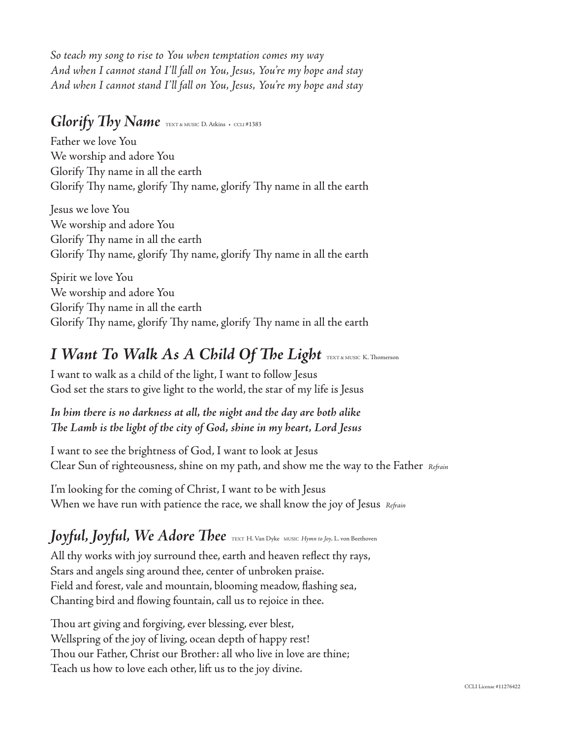*So teach my song to rise to You when temptation comes my way*
*And when I cannot stand I'll fall on You, Jesus, You're my hope and stay*
*And when I cannot stand I'll fall on You, Jesus, You're my hope and stay*

## *Glorify Thy Name* TEXT & MUSIC D. Atkins • CCLI #1383

Father we love You
We worship and adore You
Glorify Thy name in all the earth
Glorify Thy name, glorify Thy name, glorify Thy name in all the earth

Jesus we love You
We worship and adore You
Glorify Thy name in all the earth
Glorify Thy name, glorify Thy name, glorify Thy name in all the earth

Spirit we love You
We worship and adore You
Glorify Thy name in all the earth
Glorify Thy name, glorify Thy name, glorify Thy name in all the earth

## *I Want To Walk As A Child Of The Light* TEXT & MUSIC K. Thomerson

I want to walk as a child of the light, I want to follow Jesus
God set the stars to give light to the world, the star of my life is Jesus

***In him there is no darkness at all, the night and the day are both alike***
***The Lamb is the light of the city of God, shine in my heart, Lord Jesus***

I want to see the brightness of God, I want to look at Jesus
Clear Sun of righteousness, shine on my path, and show me the way to the Father *Refrain*

I'm looking for the coming of Christ, I want to be with Jesus
When we have run with patience the race, we shall know the joy of Jesus *Refrain*

## *Joyful, Joyful, We Adore Thee* TEXT H. Van Dyke MUSIC *Hymn to Joy*, L. von Beethoven

All thy works with joy surround thee, earth and heaven reflect thy rays,
Stars and angels sing around thee, center of unbroken praise.
Field and forest, vale and mountain, blooming meadow, flashing sea,
Chanting bird and flowing fountain, call us to rejoice in thee.

Thou art giving and forgiving, ever blessing, ever blest,
Wellspring of the joy of living, ocean depth of happy rest!
Thou our Father, Christ our Brother: all who live in love are thine;
Teach us how to love each other, lift us to the joy divine.

CCLI License #11276422